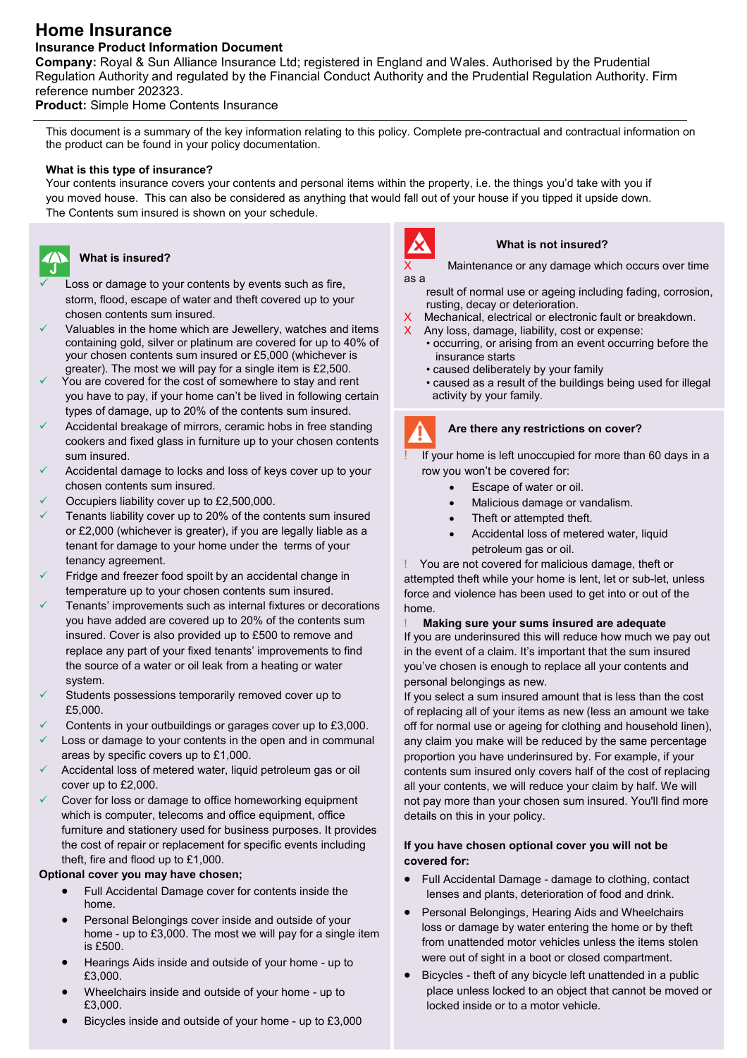# Home Insurance

**Insurance Product Information Document**

**Company:** Royal & Sun Alliance Insurance Ltd; registered in England and Wales. Authorised by the Prudential Regulation Authority and regulated by the Financial Conduct Authority and the Prudential Regulation Authority. Firm reference number 202323.

**Product:** Simple Home Contents Insurance

This document is a summary of the key information relating to this policy. Complete pre-contractual and contractual information on the product can be found in your policy documentation.

**What is this type of insurance?**

Your contents insurance covers your contents and personal items within the property, i.e. the things you'd take with you if you moved house. This can also be considered as anything that would fall out of your house if you tipped it upside down. The Contents sum insured is shown on your schedule.

## What is insured?

- ✓ Loss or damage to your contents by events such as fire, storm, flood, escape of water and theft covered up to your chosen contents sum insured.
- ✓ Valuables in the home which are Jewellery, watches and items containing gold, silver or platinum are covered for up to 40% of your chosen contents sum insured or £5,000 (whichever is greater). The most we will pay for a single item is £2,500.
- ✓ You are covered for the cost of somewhere to stay and rent you have to pay, if your home can't be lived in following certain types of damage, up to 20% of the contents sum insured.
- ✓ Accidental breakage of mirrors, ceramic hobs in free standing cookers and fixed glass in furniture up to your chosen contents sum insured.
- ✓ Accidental damage to locks and loss of keys cover up to your chosen contents sum insured.
- ✓ Occupiers liability cover up to £2,500,000.
- ✓ Tenants liability cover up to 20% of the contents sum insured or £2,000 (whichever is greater), if you are legally liable as a tenant for damage to your home under the terms of your tenancy agreement.
- ✓ Fridge and freezer food spoilt by an accidental change in temperature up to your chosen contents sum insured.
- ✓ Tenants' improvements such as internal fixtures or decorations you have added are covered up to 20% of the contents sum insured. Cover is also provided up to £500 to remove and replace any part of your fixed tenants' improvements to find the source of a water or oil leak from a heating or water system.
- ✓ Students possessions temporarily removed cover up to £5,000.
- ✓ Contents in your outbuildings or garages cover up to £3,000.
- ✓ Loss or damage to your contents in the open and in communal areas by specific covers up to £1,000.
- ✓ Accidental loss of metered water, liquid petroleum gas or oil cover up to £2,000.
- ✓ Cover for loss or damage to office homeworking equipment which is computer, telecoms and office equipment, office furniture and stationery used for business purposes. It provides the cost of repair or replacement for specific events including theft, fire and flood up to £1,000.

**Optional cover you may have chosen;**

- Full Accidental Damage cover for contents inside the home.
- Personal Belongings cover inside and outside of your home - up to £3,000. The most we will pay for a single item is £500.
- Hearings Aids inside and outside of your home - up to £3,000.
- Wheelchairs inside and outside of your home - up to £3,000.
- Bicycles inside and outside of your home - up to £3,000

## What is not insured?

- X Maintenance or any damage which occurs over time as a result of normal use or ageing including fading, corrosion, rusting, decay or deterioration.
- X Mechanical, electrical or electronic fault or breakdown.
- X Any loss, damage, liability, cost or expense:
  - occurring, or arising from an event occurring before the insurance starts
  - caused deliberately by your family
  - caused as a result of the buildings being used for illegal activity by your family.

## Are there any restrictions on cover?

! If your home is left unoccupied for more than 60 days in a row you won't be covered for:

- Escape of water or oil.
- Malicious damage or vandalism.
- Theft or attempted theft.
- Accidental loss of metered water, liquid petroleum gas or oil.

! You are not covered for malicious damage, theft or attempted theft while your home is lent, let or sub-let, unless force and violence has been used to get into or out of the home.

! **Making sure your sums insured are adequate**

If you are underinsured this will reduce how much we pay out in the event of a claim. It's important that the sum insured you've chosen is enough to replace all your contents and personal belongings as new.

If you select a sum insured amount that is less than the cost of replacing all of your items as new (less an amount we take off for normal use or ageing for clothing and household linen), any claim you make will be reduced by the same percentage proportion you have underinsured by. For example, if your contents sum insured only covers half of the cost of replacing all your contents, we will reduce your claim by half. We will not pay more than your chosen sum insured. You'll find more details on this in your policy.

**If you have chosen optional cover you will not be covered for:**

- Full Accidental Damage - damage to clothing, contact lenses and plants, deterioration of food and drink.
- Personal Belongings, Hearing Aids and Wheelchairs loss or damage by water entering the home or by theft from unattended motor vehicles unless the items stolen were out of sight in a boot or closed compartment.
- Bicycles - theft of any bicycle left unattended in a public place unless locked to an object that cannot be moved or locked inside or to a motor vehicle.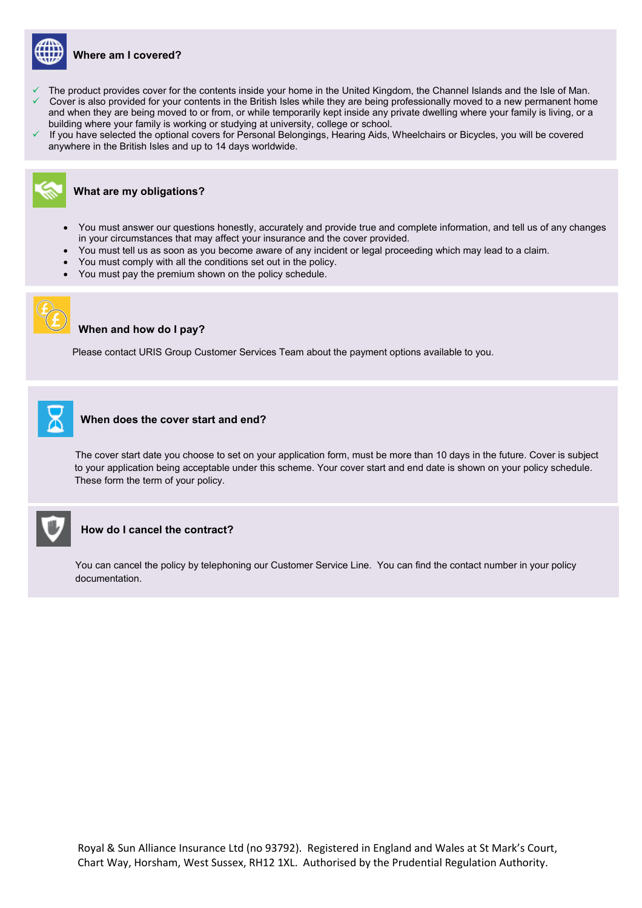## Where am I covered?

- ✓ The product provides cover for the contents inside your home in the United Kingdom, the Channel Islands and the Isle of Man.
- ✓ Cover is also provided for your contents in the British Isles while they are being professionally moved to a new permanent home and when they are being moved to or from, or while temporarily kept inside any private dwelling where your family is living, or a building where your family is working or studying at university, college or school.
- ✓ If you have selected the optional covers for Personal Belongings, Hearing Aids, Wheelchairs or Bicycles, you will be covered anywhere in the British Isles and up to 14 days worldwide.

## What are my obligations?

- You must answer our questions honestly, accurately and provide true and complete information, and tell us of any changes in your circumstances that may affect your insurance and the cover provided.
- You must tell us as soon as you become aware of any incident or legal proceeding which may lead to a claim.
- You must comply with all the conditions set out in the policy.
- You must pay the premium shown on the policy schedule.

## When and how do I pay?

Please contact URIS Group Customer Services Team about the payment options available to you.

## When does the cover start and end?

The cover start date you choose to set on your application form, must be more than 10 days in the future. Cover is subject to your application being acceptable under this scheme. Your cover start and end date is shown on your policy schedule. These form the term of your policy.

## How do I cancel the contract?

You can cancel the policy by telephoning our Customer Service Line. You can find the contact number in your policy documentation.

Royal & Sun Alliance Insurance Ltd (no 93792). Registered in England and Wales at St Mark's Court, Chart Way, Horsham, West Sussex, RH12 1XL. Authorised by the Prudential Regulation Authority.